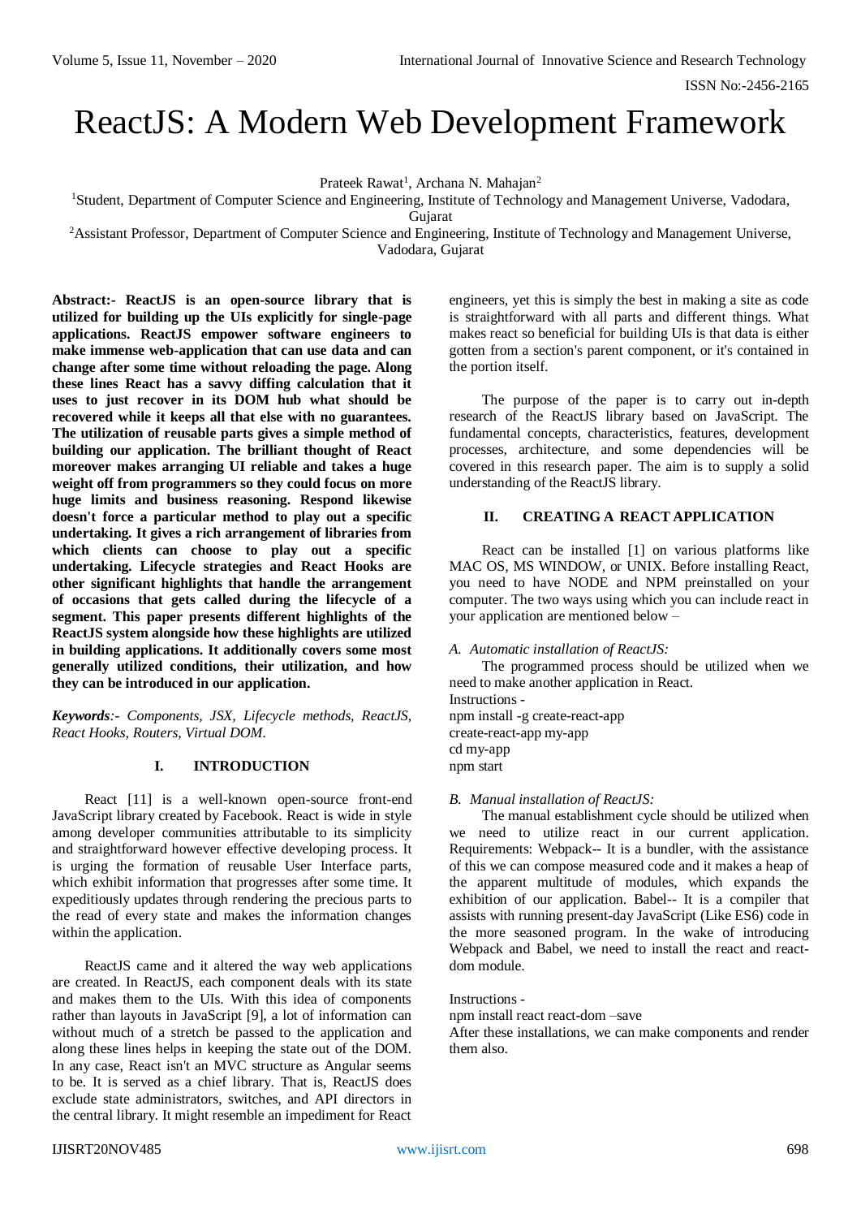# ReactJS: A Modern Web Development Framework

Prateek Rawat[1], Archana N. Mahajan[2]

[1]Student, Department of Computer Science and Engineering, Institute of Technology and Management Universe, Vadodara, Gujarat

[2]Assistant Professor, Department of Computer Science and Engineering, Institute of Technology and Management Universe, Vadodara, Gujarat

**Abstract:- ReactJS is an open-source library that is utilized for building up the UIs explicitly for single-page applications. ReactJS empower software engineers to make immense web-application that can use data and can change after some time without reloading the page. Along these lines React has a savvy diffing calculation that it uses to just recover in its DOM hub what should be recovered while it keeps all that else with no guarantees. The utilization of reusable parts gives a simple method of building our application. The brilliant thought of React moreover makes arranging UI reliable and takes a huge weight off from programmers so they could focus on more huge limits and business reasoning. Respond likewise doesn't force a particular method to play out a specific undertaking. It gives a rich arrangement of libraries from which clients can choose to play out a specific undertaking. Lifecycle strategies and React Hooks are other significant highlights that handle the arrangement of occasions that gets called during the lifecycle of a segment. This paper presents different highlights of the ReactJS system alongside how these highlights are utilized in building applications. It additionally covers some most generally utilized conditions, their utilization, and how they can be introduced in our application.**

***Keywords**:- Components, JSX, Lifecycle methods, ReactJS, React Hooks, Routers, Virtual DOM.*

## I. INTRODUCTION

React [11] is a well-known open-source front-end JavaScript library created by Facebook. React is wide in style among developer communities attributable to its simplicity and straightforward however effective developing process. It is urging the formation of reusable User Interface parts, which exhibit information that progresses after some time. It expeditiously updates through rendering the precious parts to the read of every state and makes the information changes within the application.

ReactJS came and it altered the way web applications are created. In ReactJS, each component deals with its state and makes them to the UIs. With this idea of components rather than layouts in JavaScript [9], a lot of information can without much of a stretch be passed to the application and along these lines helps in keeping the state out of the DOM. In any case, React isn't an MVC structure as Angular seems to be. It is served as a chief library. That is, ReactJS does exclude state administrators, switches, and API directors in the central library. It might resemble an impediment for React engineers, yet this is simply the best in making a site as code is straightforward with all parts and different things. What makes react so beneficial for building UIs is that data is either gotten from a section's parent component, or it's contained in the portion itself.

The purpose of the paper is to carry out in-depth research of the ReactJS library based on JavaScript. The fundamental concepts, characteristics, features, development processes, architecture, and some dependencies will be covered in this research paper. The aim is to supply a solid understanding of the ReactJS library.

## II. CREATING A REACT APPLICATION

React can be installed [1] on various platforms like MAC OS, MS WINDOW, or UNIX. Before installing React, you need to have NODE and NPM preinstalled on your computer. The two ways using which you can include react in your application are mentioned below –

### *A. Automatic installation of ReactJS:*

The programmed process should be utilized when we need to make another application in React.

Instructions -

```
npm install -g create-react-app
create-react-app my-app
cd my-app
npm start
```

### *B. Manual installation of ReactJS:*

The manual establishment cycle should be utilized when we need to utilize react in our current application. Requirements: Webpack-- It is a bundler, with the assistance of this we can compose measured code and it makes a heap of the apparent multitude of modules, which expands the exhibition of our application. Babel-- It is a compiler that assists with running present-day JavaScript (Like ES6) code in the more seasoned program. In the wake of introducing Webpack and Babel, we need to install the react and react-dom module.

Instructions -

```
npm install react react-dom –save
```

After these installations, we can make components and render them also.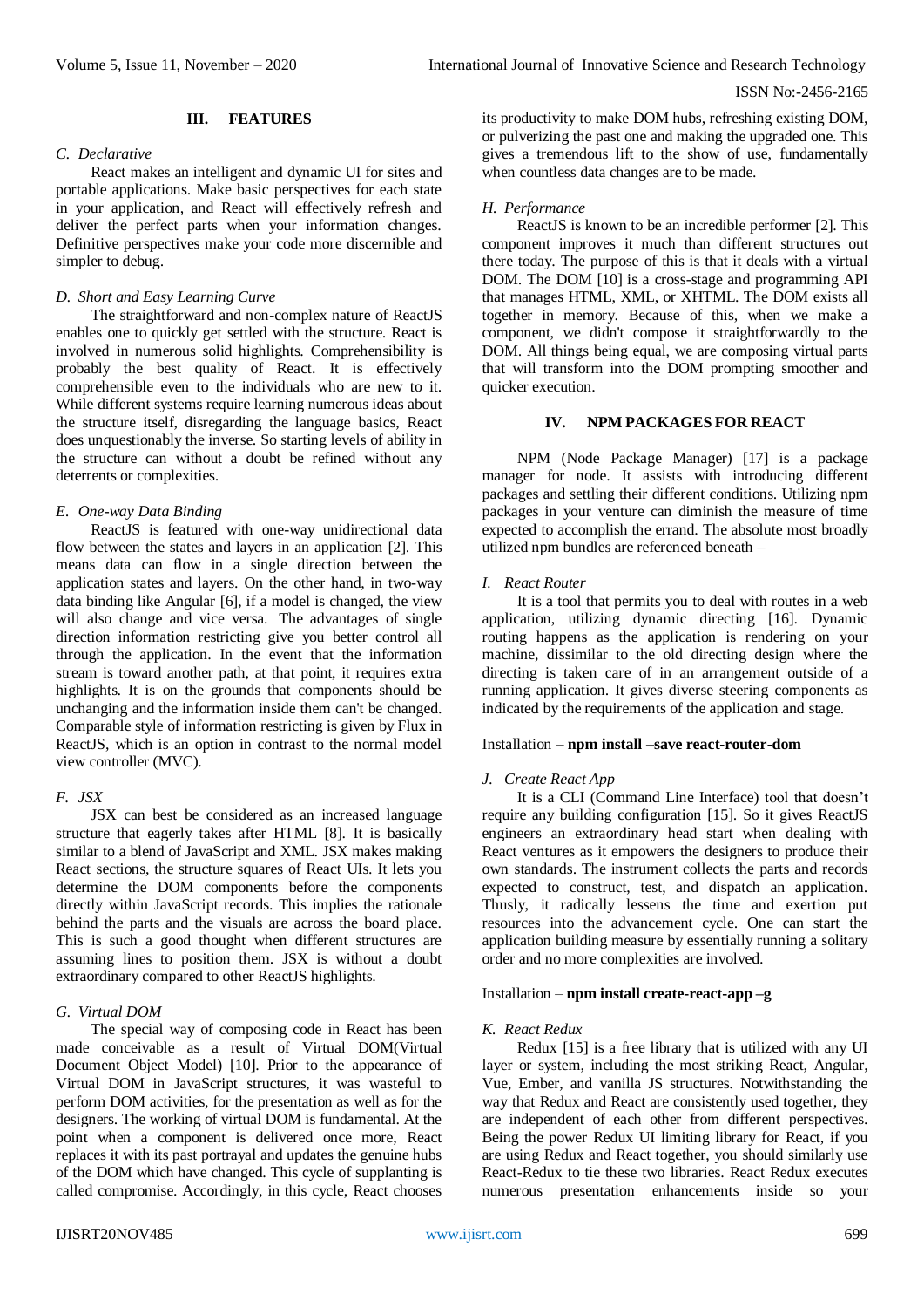## III. FEATURES

### C. Declarative

React makes an intelligent and dynamic UI for sites and portable applications. Make basic perspectives for each state in your application, and React will effectively refresh and deliver the perfect parts when your information changes. Definitive perspectives make your code more discernible and simpler to debug.

### D. Short and Easy Learning Curve

The straightforward and non-complex nature of ReactJS enables one to quickly get settled with the structure. React is involved in numerous solid highlights. Comprehensibility is probably the best quality of React. It is effectively comprehensible even to the individuals who are new to it. While different systems require learning numerous ideas about the structure itself, disregarding the language basics, React does unquestionably the inverse. So starting levels of ability in the structure can without a doubt be refined without any deterrents or complexities.

### E. One-way Data Binding

ReactJS is featured with one-way unidirectional data flow between the states and layers in an application [2]. This means data can flow in a single direction between the application states and layers. On the other hand, in two-way data binding like Angular [6], if a model is changed, the view will also change and vice versa. The advantages of single direction information restricting give you better control all through the application. In the event that the information stream is toward another path, at that point, it requires extra highlights. It is on the grounds that components should be unchanging and the information inside them can't be changed. Comparable style of information restricting is given by Flux in ReactJS, which is an option in contrast to the normal model view controller (MVC).

### F. JSX

JSX can best be considered as an increased language structure that eagerly takes after HTML [8]. It is basically similar to a blend of JavaScript and XML. JSX makes making React sections, the structure squares of React UIs. It lets you determine the DOM components before the components directly within JavaScript records. This implies the rationale behind the parts and the visuals are across the board place. This is such a good thought when different structures are assuming lines to position them. JSX is without a doubt extraordinary compared to other ReactJS highlights.

### G. Virtual DOM

The special way of composing code in React has been made conceivable as a result of Virtual DOM(Virtual Document Object Model) [10]. Prior to the appearance of Virtual DOM in JavaScript structures, it was wasteful to perform DOM activities, for the presentation as well as for the designers. The working of virtual DOM is fundamental. At the point when a component is delivered once more, React replaces it with its past portrayal and updates the genuine hubs of the DOM which have changed. This cycle of supplanting is called compromise. Accordingly, in this cycle, React chooses its productivity to make DOM hubs, refreshing existing DOM, or pulverizing the past one and making the upgraded one. This gives a tremendous lift to the show of use, fundamentally when countless data changes are to be made.

### H. Performance

ReactJS is known to be an incredible performer [2]. This component improves it much than different structures out there today. The purpose of this is that it deals with a virtual DOM. The DOM [10] is a cross-stage and programming API that manages HTML, XML, or XHTML. The DOM exists all together in memory. Because of this, when we make a component, we didn't compose it straightforwardly to the DOM. All things being equal, we are composing virtual parts that will transform into the DOM prompting smoother and quicker execution.

## IV. NPM PACKAGES FOR REACT

NPM (Node Package Manager) [17] is a package manager for node. It assists with introducing different packages and settling their different conditions. Utilizing npm packages in your venture can diminish the measure of time expected to accomplish the errand. The absolute most broadly utilized npm bundles are referenced beneath –

### I. React Router

It is a tool that permits you to deal with routes in a web application, utilizing dynamic directing [16]. Dynamic routing happens as the application is rendering on your machine, dissimilar to the old directing design where the directing is taken care of in an arrangement outside of a running application. It gives diverse steering components as indicated by the requirements of the application and stage.

Installation – **npm install –save react-router-dom**

### J. Create React App

It is a CLI (Command Line Interface) tool that doesn't require any building configuration [15]. So it gives ReactJS engineers an extraordinary head start when dealing with React ventures as it empowers the designers to produce their own standards. The instrument collects the parts and records expected to construct, test, and dispatch an application. Thusly, it radically lessens the time and exertion put resources into the advancement cycle. One can start the application building measure by essentially running a solitary order and no more complexities are involved.

Installation – **npm install create-react-app –g**

### K. React Redux

Redux [15] is a free library that is utilized with any UI layer or system, including the most striking React, Angular, Vue, Ember, and vanilla JS structures. Notwithstanding the way that Redux and React are consistently used together, they are independent of each other from different perspectives. Being the power Redux UI limiting library for React, if you are using Redux and React together, you should similarly use React-Redux to tie these two libraries. React Redux executes numerous presentation enhancements inside so your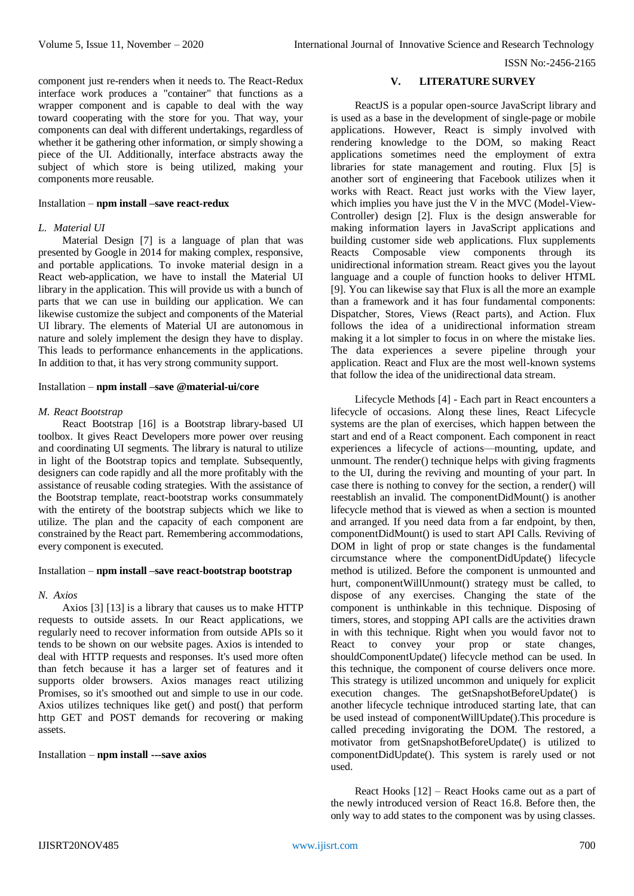component just re-renders when it needs to. The React-Redux interface work produces a "container" that functions as a wrapper component and is capable to deal with the way toward cooperating with the store for you. That way, your components can deal with different undertakings, regardless of whether it be gathering other information, or simply showing a piece of the UI. Additionally, interface abstracts away the subject of which store is being utilized, making your components more reusable.

Installation – **npm install –save react-redux**

### *L. Material UI*

Material Design [7] is a language of plan that was presented by Google in 2014 for making complex, responsive, and portable applications. To invoke material design in a React web-application, we have to install the Material UI library in the application. This will provide us with a bunch of parts that we can use in building our application. We can likewise customize the subject and components of the Material UI library. The elements of Material UI are autonomous in nature and solely implement the design they have to display. This leads to performance enhancements in the applications. In addition to that, it has very strong community support.

Installation – **npm install –save @material-ui/core**

### *M. React Bootstrap*

React Bootstrap [16] is a Bootstrap library-based UI toolbox. It gives React Developers more power over reusing and coordinating UI segments. The library is natural to utilize in light of the Bootstrap topics and template. Subsequently, designers can code rapidly and all the more profitably with the assistance of reusable coding strategies. With the assistance of the Bootstrap template, react-bootstrap works consummately with the entirety of the bootstrap subjects which we like to utilize. The plan and the capacity of each component are constrained by the React part. Remembering accommodations, every component is executed.

Installation – **npm install –save react-bootstrap bootstrap**

### *N. Axios*

Axios [3] [13] is a library that causes us to make HTTP requests to outside assets. In our React applications, we regularly need to recover information from outside APIs so it tends to be shown on our website pages. Axios is intended to deal with HTTP requests and responses. It's used more often than fetch because it has a larger set of features and it supports older browsers. Axios manages react utilizing Promises, so it's smoothed out and simple to use in our code. Axios utilizes techniques like get() and post() that perform http GET and POST demands for recovering or making assets.

Installation – **npm install ---save axios**

## V. LITERATURE SURVEY

ReactJS is a popular open-source JavaScript library and is used as a base in the development of single-page or mobile applications. However, React is simply involved with rendering knowledge to the DOM, so making React applications sometimes need the employment of extra libraries for state management and routing. Flux [5] is another sort of engineering that Facebook utilizes when it works with React. React just works with the View layer, which implies you have just the V in the MVC (Model-View-Controller) design [2]. Flux is the design answerable for making information layers in JavaScript applications and building customer side web applications. Flux supplements Reacts Composable view components through its unidirectional information stream. React gives you the layout language and a couple of function hooks to deliver HTML [9]. You can likewise say that Flux is all the more an example than a framework and it has four fundamental components: Dispatcher, Stores, Views (React parts), and Action. Flux follows the idea of a unidirectional information stream making it a lot simpler to focus in on where the mistake lies. The data experiences a severe pipeline through your application. React and Flux are the most well-known systems that follow the idea of the unidirectional data stream.

Lifecycle Methods [4] - Each part in React encounters a lifecycle of occasions. Along these lines, React Lifecycle systems are the plan of exercises, which happen between the start and end of a React component. Each component in react experiences a lifecycle of actions—mounting, update, and unmount. The render() technique helps with giving fragments to the UI, during the reviving and mounting of your part. In case there is nothing to convey for the section, a render() will reestablish an invalid. The componentDidMount() is another lifecycle method that is viewed as when a section is mounted and arranged. If you need data from a far endpoint, by then, componentDidMount() is used to start API Calls. Reviving of DOM in light of prop or state changes is the fundamental circumstance where the componentDidUpdate() lifecycle method is utilized. Before the component is unmounted and hurt, componentWillUnmount() strategy must be called, to dispose of any exercises. Changing the state of the component is unthinkable in this technique. Disposing of timers, stores, and stopping API calls are the activities drawn in with this technique. Right when you would favor not to React to convey your prop or state changes, shouldComponentUpdate() lifecycle method can be used. In this technique, the component of course delivers once more. This strategy is utilized uncommon and uniquely for explicit execution changes. The getSnapshotBeforeUpdate() is another lifecycle technique introduced starting late, that can be used instead of componentWillUpdate().This procedure is called preceding invigorating the DOM. The restored, a motivator from getSnapshotBeforeUpdate() is utilized to componentDidUpdate(). This system is rarely used or not used.

React Hooks [12] – React Hooks came out as a part of the newly introduced version of React 16.8. Before then, the only way to add states to the component was by using classes.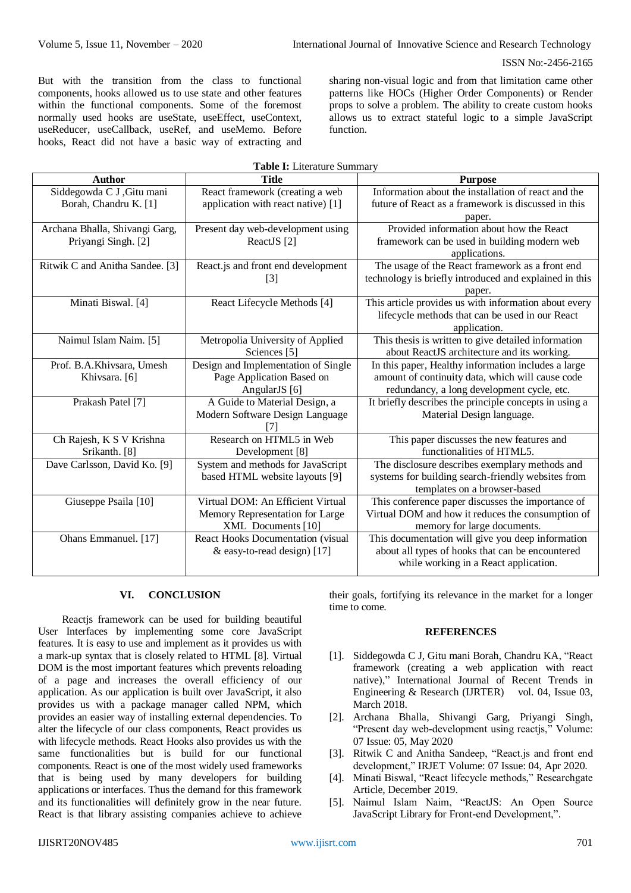But with the transition from the class to functional components, hooks allowed us to use state and other features within the functional components. Some of the foremost normally used hooks are useState, useEffect, useContext, useReducer, useCallback, useRef, and useMemo. Before hooks, React did not have a basic way of extracting and sharing non-visual logic and from that limitation came other patterns like HOCs (Higher Order Components) or Render props to solve a problem. The ability to create custom hooks allows us to extract stateful logic to a simple JavaScript function.

**Table I:** Literature Summary

| Author | Title | Purpose |
|---|---|---|
| Siddegowda C J ,Gitu mani Borah, Chandru K. [1] | React framework (creating a web application with react native) [1] | Information about the installation of react and the future of React as a framework is discussed in this paper. |
| Archana Bhalla, Shivangi Garg, Priyangi Singh. [2] | Present day web-development using ReactJS [2] | Provided information about how the React framework can be used in building modern web applications. |
| Ritwik C and Anitha Sandee. [3] | React.js and front end development [3] | The usage of the React framework as a front end technology is briefly introduced and explained in this paper. |
| Minati Biswal. [4] | React Lifecycle Methods [4] | This article provides us with information about every lifecycle methods that can be used in our React application. |
| Naimul Islam Naim. [5] | Metropolia University of Applied Sciences [5] | This thesis is written to give detailed information about ReactJS architecture and its working. |
| Prof. B.A.Khivsara, Umesh Khivsara. [6] | Design and Implementation of Single Page Application Based on AngularJS [6] | In this paper, Healthy information includes a large amount of continuity data, which will cause code redundancy, a long development cycle, etc. |
| Prakash Patel [7] | A Guide to Material Design, a Modern Software Design Language [7] | It briefly describes the principle concepts in using a Material Design language. |
| Ch Rajesh, K S V Krishna Srikanth. [8] | Research on HTML5 in Web Development [8] | This paper discusses the new features and functionalities of HTML5. |
| Dave Carlsson, David Ko. [9] | System and methods for JavaScript based HTML website layouts [9] | The disclosure describes exemplary methods and systems for building search-friendly websites from templates on a browser-based |
| Giuseppe Psaila [10] | Virtual DOM: An Efficient Virtual Memory Representation for Large XML Documents [10] | This conference paper discusses the importance of Virtual DOM and how it reduces the consumption of memory for large documents. |
| Ohans Emmanuel. [17] | React Hooks Documentation (visual & easy-to-read design) [17] | This documentation will give you deep information about all types of hooks that can be encountered while working in a React application. |

## VI. CONCLUSION

Reactjs framework can be used for building beautiful User Interfaces by implementing some core JavaScript features. It is easy to use and implement as it provides us with a mark-up syntax that is closely related to HTML [8]. Virtual DOM is the most important features which prevents reloading of a page and increases the overall efficiency of our application. As our application is built over JavaScript, it also provides us with a package manager called NPM, which provides an easier way of installing external dependencies. To alter the lifecycle of our class components, React provides us with lifecycle methods. React Hooks also provides us with the same functionalities but is build for our functional components. React is one of the most widely used frameworks that is being used by many developers for building applications or interfaces. Thus the demand for this framework and its functionalities will definitely grow in the near future. React is that library assisting companies achieve to achieve their goals, fortifying its relevance in the market for a longer time to come.

## REFERENCES

- [1]. Siddegowda C J, Gitu mani Borah, Chandru KA, "React framework (creating a web application with react native)," International Journal of Recent Trends in Engineering & Research (IJRTER) vol. 04, Issue 03, March 2018.
- [2]. Archana Bhalla, Shivangi Garg, Priyangi Singh, "Present day web-development using reactjs," Volume: 07 Issue: 05, May 2020
- [3]. Ritwik C and Anitha Sandeep, "React.js and front end development," IRJET Volume: 07 Issue: 04, Apr 2020.
- [4]. Minati Biswal, "React lifecycle methods," Researchgate Article, December 2019.
- [5]. Naimul Islam Naim, "ReactJS: An Open Source JavaScript Library for Front-end Development,".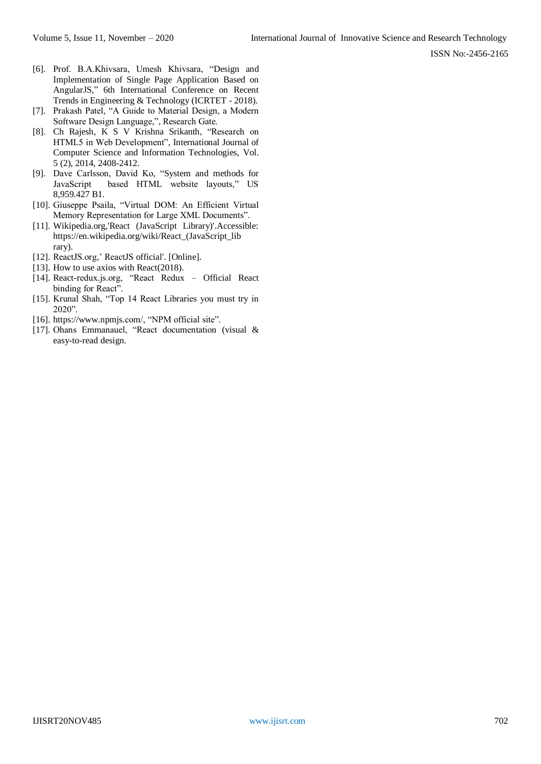[6]. Prof. B.A.Khivsara, Umesh Khivsara, "Design and Implementation of Single Page Application Based on AngularJS," 6th International Conference on Recent Trends in Engineering & Technology (ICRTET - 2018).

[7]. Prakash Patel, "A Guide to Material Design, a Modern Software Design Language,", Research Gate.

[8]. Ch Rajesh, K S V Krishna Srikanth, "Research on HTML5 in Web Development", International Journal of Computer Science and Information Technologies, Vol. 5 (2), 2014, 2408-2412.

[9]. Dave Carlsson, David Ko, "System and methods for JavaScript based HTML website layouts," US 8,959.427 B1.

[10]. Giuseppe Psaila, "Virtual DOM: An Efficient Virtual Memory Representation for Large XML Documents".

[11]. Wikipedia.org,'React (JavaScript Library)'.Accessible: https://en.wikipedia.org/wiki/React_(JavaScript_library).

[12]. ReactJS.org,' ReactJS official'. [Online].

[13]. How to use axios with React(2018).

[14]. React-redux.js.org, "React Redux – Official React binding for React".

[15]. Krunal Shah, "Top 14 React Libraries you must try in 2020".

[16]. https://www.npmjs.com/, "NPM official site".

[17]. Ohans Emmanauel, "React documentation (visual & easy-to-read design.